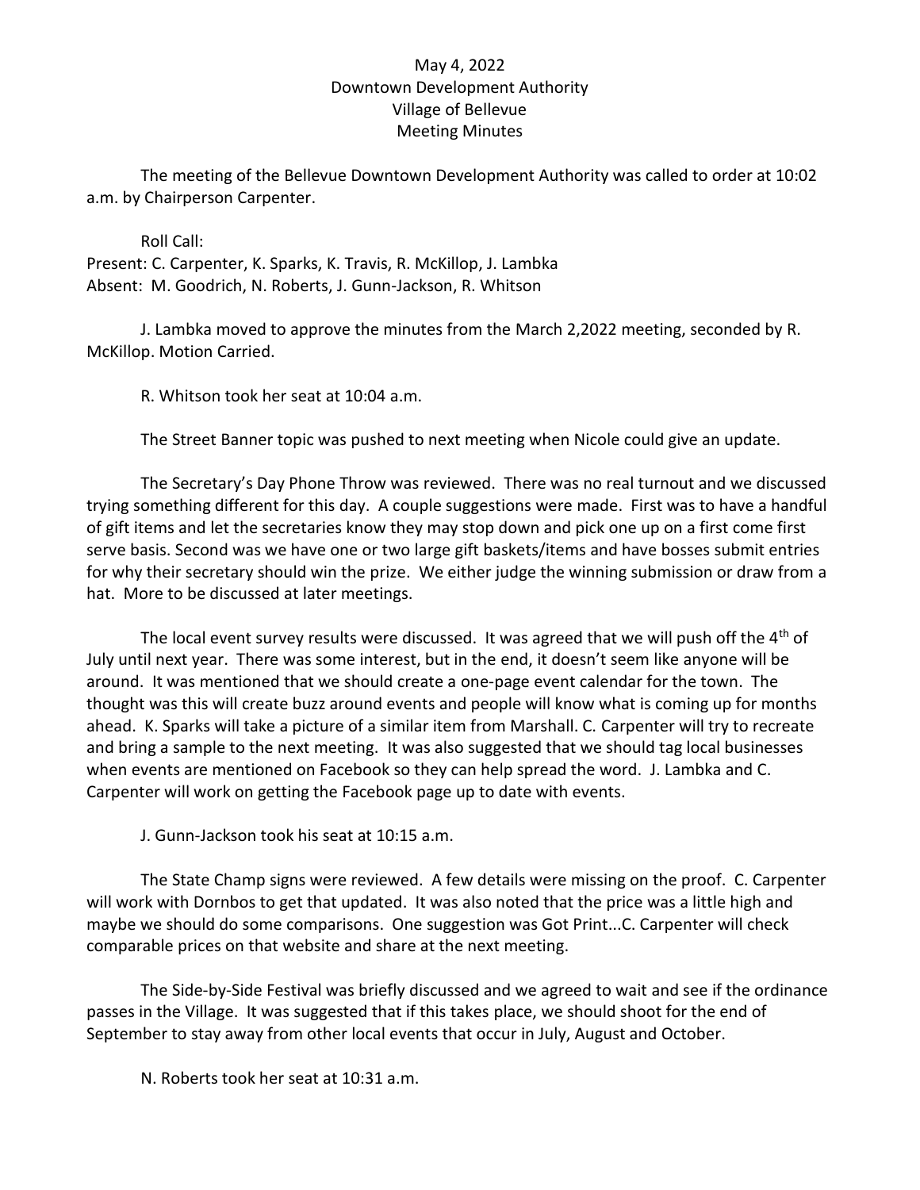May 4, 2022
Downtown Development Authority
Village of Bellevue
Meeting Minutes

The meeting of the Bellevue Downtown Development Authority was called to order at 10:02 a.m. by Chairperson Carpenter.

Roll Call:
Present: C. Carpenter, K. Sparks, K. Travis, R. McKillop, J. Lambka
Absent: M. Goodrich, N. Roberts, J. Gunn-Jackson, R. Whitson

J. Lambka moved to approve the minutes from the March 2,2022 meeting, seconded by R. McKillop. Motion Carried.

R. Whitson took her seat at 10:04 a.m.

The Street Banner topic was pushed to next meeting when Nicole could give an update.

The Secretary's Day Phone Throw was reviewed. There was no real turnout and we discussed trying something different for this day. A couple suggestions were made. First was to have a handful of gift items and let the secretaries know they may stop down and pick one up on a first come first serve basis. Second was we have one or two large gift baskets/items and have bosses submit entries for why their secretary should win the prize. We either judge the winning submission or draw from a hat. More to be discussed at later meetings.

The local event survey results were discussed. It was agreed that we will push off the 4th of July until next year. There was some interest, but in the end, it doesn't seem like anyone will be around. It was mentioned that we should create a one-page event calendar for the town. The thought was this will create buzz around events and people will know what is coming up for months ahead. K. Sparks will take a picture of a similar item from Marshall. C. Carpenter will try to recreate and bring a sample to the next meeting. It was also suggested that we should tag local businesses when events are mentioned on Facebook so they can help spread the word. J. Lambka and C. Carpenter will work on getting the Facebook page up to date with events.

J. Gunn-Jackson took his seat at 10:15 a.m.

The State Champ signs were reviewed. A few details were missing on the proof. C. Carpenter will work with Dornbos to get that updated. It was also noted that the price was a little high and maybe we should do some comparisons. One suggestion was Got Print...C. Carpenter will check comparable prices on that website and share at the next meeting.

The Side-by-Side Festival was briefly discussed and we agreed to wait and see if the ordinance passes in the Village. It was suggested that if this takes place, we should shoot for the end of September to stay away from other local events that occur in July, August and October.

N. Roberts took her seat at 10:31 a.m.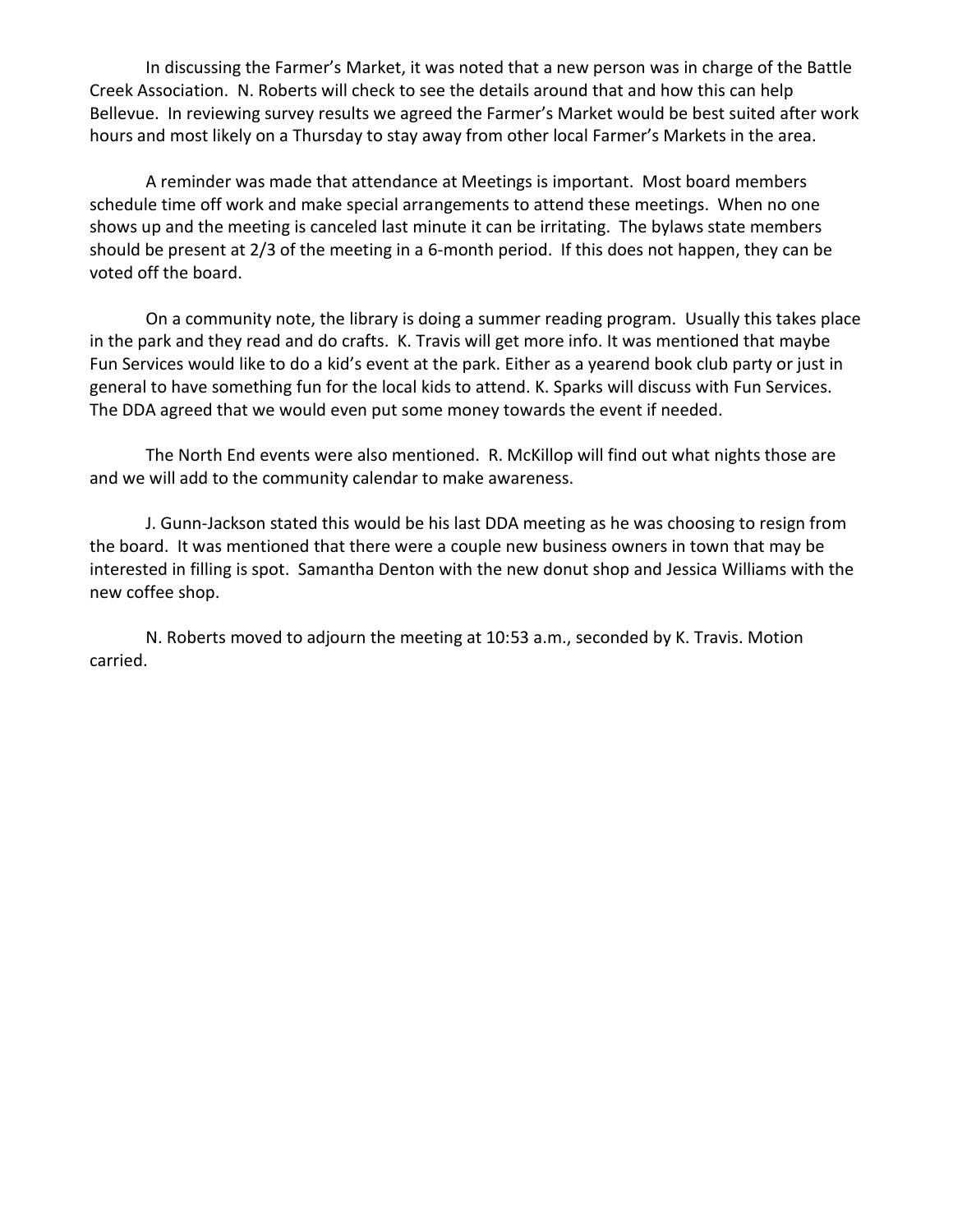In discussing the Farmer's Market, it was noted that a new person was in charge of the Battle Creek Association. N. Roberts will check to see the details around that and how this can help Bellevue. In reviewing survey results we agreed the Farmer's Market would be best suited after work hours and most likely on a Thursday to stay away from other local Farmer's Markets in the area.

A reminder was made that attendance at Meetings is important. Most board members schedule time off work and make special arrangements to attend these meetings. When no one shows up and the meeting is canceled last minute it can be irritating. The bylaws state members should be present at 2/3 of the meeting in a 6-month period. If this does not happen, they can be voted off the board.

On a community note, the library is doing a summer reading program. Usually this takes place in the park and they read and do crafts. K. Travis will get more info. It was mentioned that maybe Fun Services would like to do a kid's event at the park. Either as a yearend book club party or just in general to have something fun for the local kids to attend. K. Sparks will discuss with Fun Services. The DDA agreed that we would even put some money towards the event if needed.

The North End events were also mentioned. R. McKillop will find out what nights those are and we will add to the community calendar to make awareness.

J. Gunn-Jackson stated this would be his last DDA meeting as he was choosing to resign from the board. It was mentioned that there were a couple new business owners in town that may be interested in filling is spot. Samantha Denton with the new donut shop and Jessica Williams with the new coffee shop.

N. Roberts moved to adjourn the meeting at 10:53 a.m., seconded by K. Travis. Motion carried.